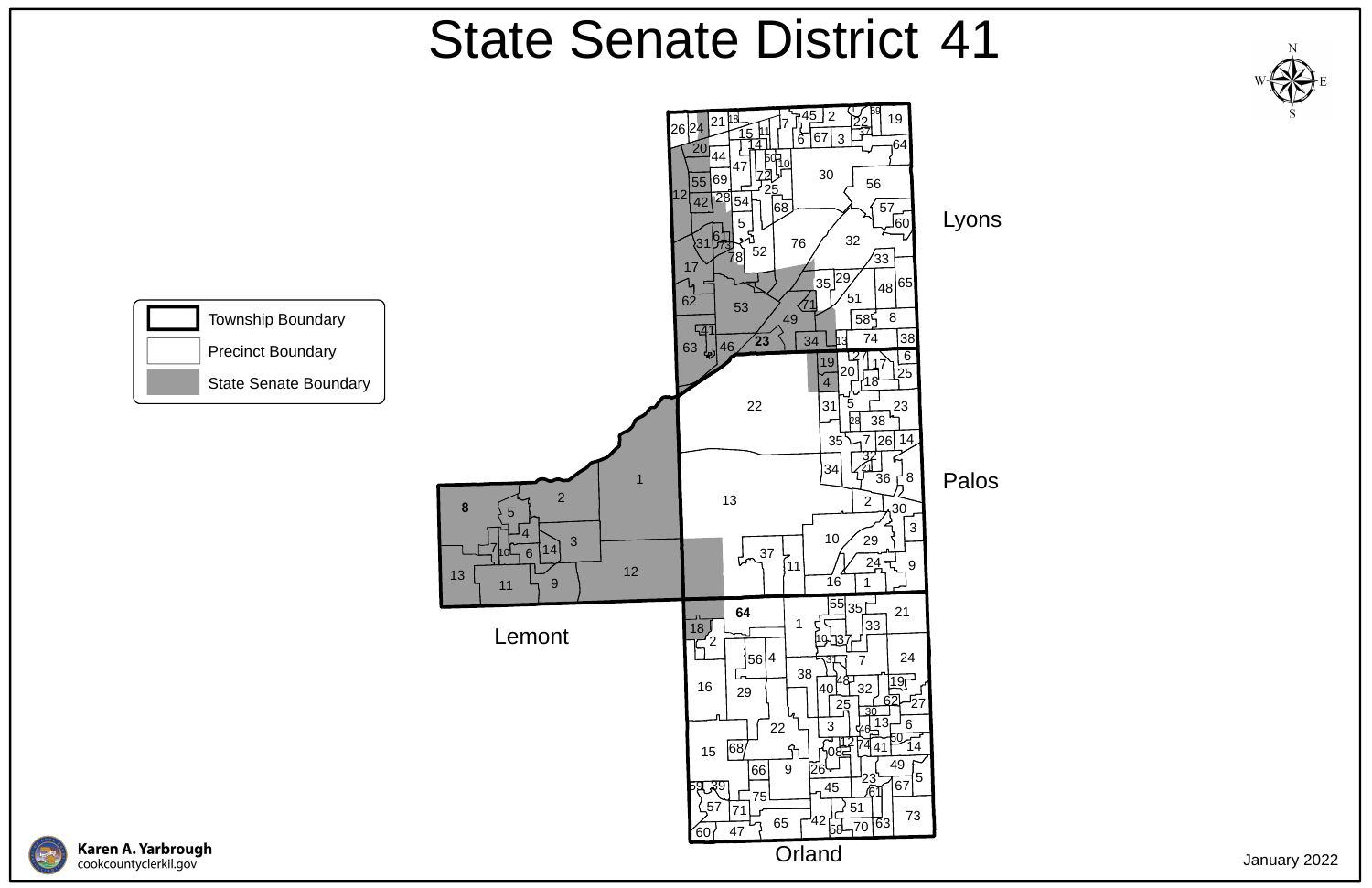# State Senate District 41

| Legend | |
| --- | --- |
| Township Boundary | |
| Precinct Boundary | |
| State Senate Boundary | |

Lyons

Palos

Lemont

Orland

Karen A. Yarbrough
cookcountyclerkil.gov

January 2022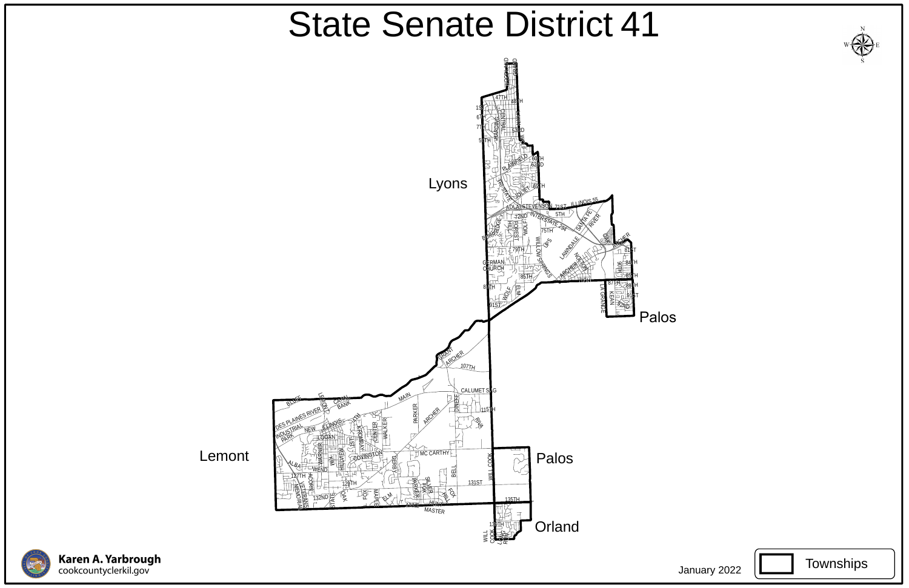# State Senate District 41

Lyons

Palos

Lemont

Palos

Orland

Karen A. Yarbrough
cookcountyclerkil.gov

January 2022

Townships